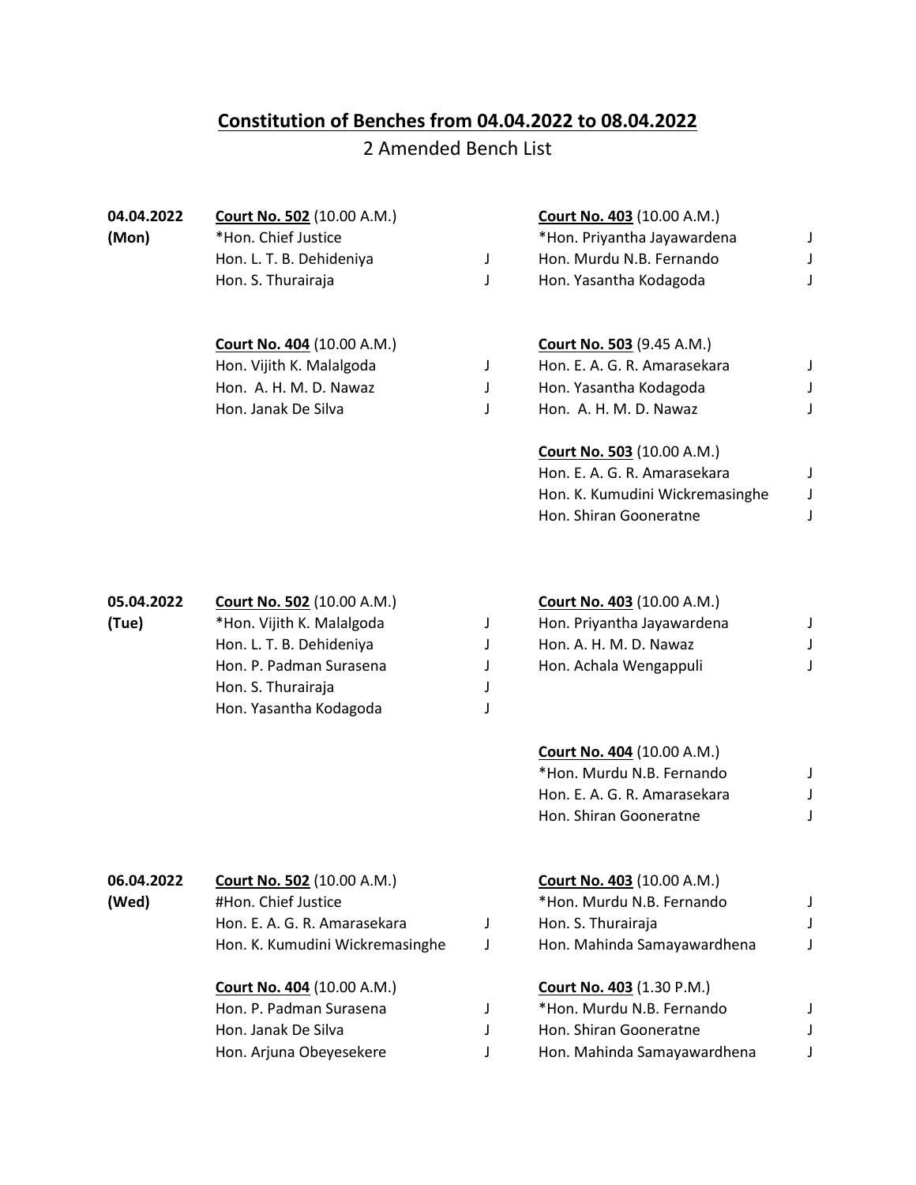## Constitution of Benches from 04.04.2022 to 08.04.2022

2 Amended Bench List

**04.04.2022 (Mon)**

**Court No. 502** (10.00 A.M.)
*Hon. Chief Justice
Hon. L. T. B. Dehideniya J
Hon. S. Thurairaja J

**Court No. 403** (10.00 A.M.)
*Hon. Priyantha Jayawardena J
Hon. Murdu N.B. Fernando J
Hon. Yasantha Kodagoda J

**Court No. 404** (10.00 A.M.)
Hon. Vijith K. Malalgoda J
Hon. A. H. M. D. Nawaz J
Hon. Janak De Silva J

**Court No. 503** (9.45 A.M.)
Hon. E. A. G. R. Amarasekara J
Hon. Yasantha Kodagoda J
Hon. A. H. M. D. Nawaz J

**Court No. 503** (10.00 A.M.)
Hon. E. A. G. R. Amarasekara J
Hon. K. Kumudini Wickremasinghe J
Hon. Shiran Gooneratne J

**05.04.2022 (Tue)**

**Court No. 502** (10.00 A.M.)
*Hon. Vijith K. Malalgoda J
Hon. L. T. B. Dehideniya J
Hon. P. Padman Surasena J
Hon. S. Thurairaja J
Hon. Yasantha Kodagoda J

**Court No. 403** (10.00 A.M.)
Hon. Priyantha Jayawardena J
Hon. A. H. M. D. Nawaz J
Hon. Achala Wengappuli J

**Court No. 404** (10.00 A.M.)
*Hon. Murdu N.B. Fernando J
Hon. E. A. G. R. Amarasekara J
Hon. Shiran Gooneratne J

**06.04.2022 (Wed)**

**Court No. 502** (10.00 A.M.)
#Hon. Chief Justice
Hon. E. A. G. R. Amarasekara J
Hon. K. Kumudini Wickremasinghe J

**Court No. 403** (10.00 A.M.)
*Hon. Murdu N.B. Fernando J
Hon. S. Thurairaja J
Hon. Mahinda Samayawardhena J

**Court No. 404** (10.00 A.M.)
Hon. P. Padman Surasena J
Hon. Janak De Silva J
Hon. Arjuna Obeyesekere J

**Court No. 403** (1.30 P.M.)
*Hon. Murdu N.B. Fernando J
Hon. Shiran Gooneratne J
Hon. Mahinda Samayawardhena J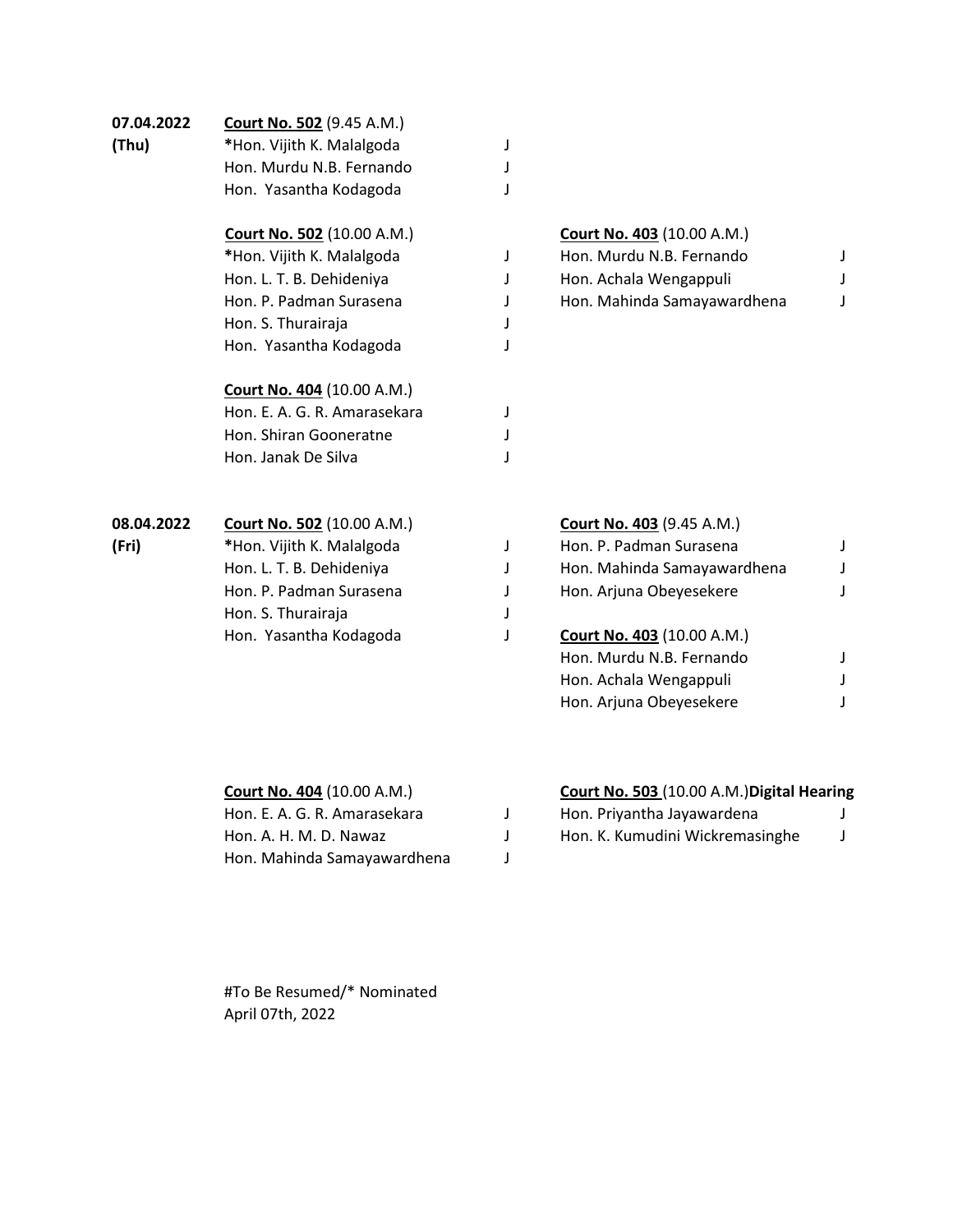**07.04.2022** **(Thu)**

**Court No. 502** (9.45 A.M.)

| | |
|---|---|
| ***Hon. Vijith K. Malalgoda** | J |
| Hon. Murdu N.B. Fernando | J |
| Hon. Yasantha Kodagoda | J |

**Court No. 502** (10.00 A.M.)

| | |
|---|---|
| ***Hon. Vijith K. Malalgoda** | J |
| Hon. L. T. B. Dehideniya | J |
| Hon. P. Padman Surasena | J |
| Hon. S. Thurairaja | J |
| Hon. Yasantha Kodagoda | J |

**Court No. 403** (10.00 A.M.)

| | |
|---|---|
| Hon. Murdu N.B. Fernando | J |
| Hon. Achala Wengappuli | J |
| Hon. Mahinda Samayawardhena | J |

**Court No. 404** (10.00 A.M.)

| | |
|---|---|
| Hon. E. A. G. R. Amarasekara | J |
| Hon. Shiran Gooneratne | J |
| Hon. Janak De Silva | J |

**08.04.2022** **(Fri)**

**Court No. 502** (10.00 A.M.)

| | |
|---|---|
| ***Hon. Vijith K. Malalgoda** | J |
| Hon. L. T. B. Dehideniya | J |
| Hon. P. Padman Surasena | J |
| Hon. S. Thurairaja | J |
| Hon. Yasantha Kodagoda | J |

**Court No. 403** (9.45 A.M.)

| | |
|---|---|
| Hon. P. Padman Surasena | J |
| Hon. Mahinda Samayawardhena | J |
| Hon. Arjuna Obeyesekere | J |

**Court No. 403** (10.00 A.M.)

| | |
|---|---|
| Hon. Murdu N.B. Fernando | J |
| Hon. Achala Wengappuli | J |
| Hon. Arjuna Obeyesekere | J |

**Court No. 404** (10.00 A.M.)

| | |
|---|---|
| Hon. E. A. G. R. Amarasekara | J |
| Hon. A. H. M. D. Nawaz | J |
| Hon. Mahinda Samayawardhena | J |

**Court No. 503** (10.00 A.M.)**Digital Hearing**

| | |
|---|---|
| Hon. Priyantha Jayawardena | J |
| Hon. K. Kumudini Wickremasinghe | J |

#To Be Resumed/* Nominated
April 07th, 2022